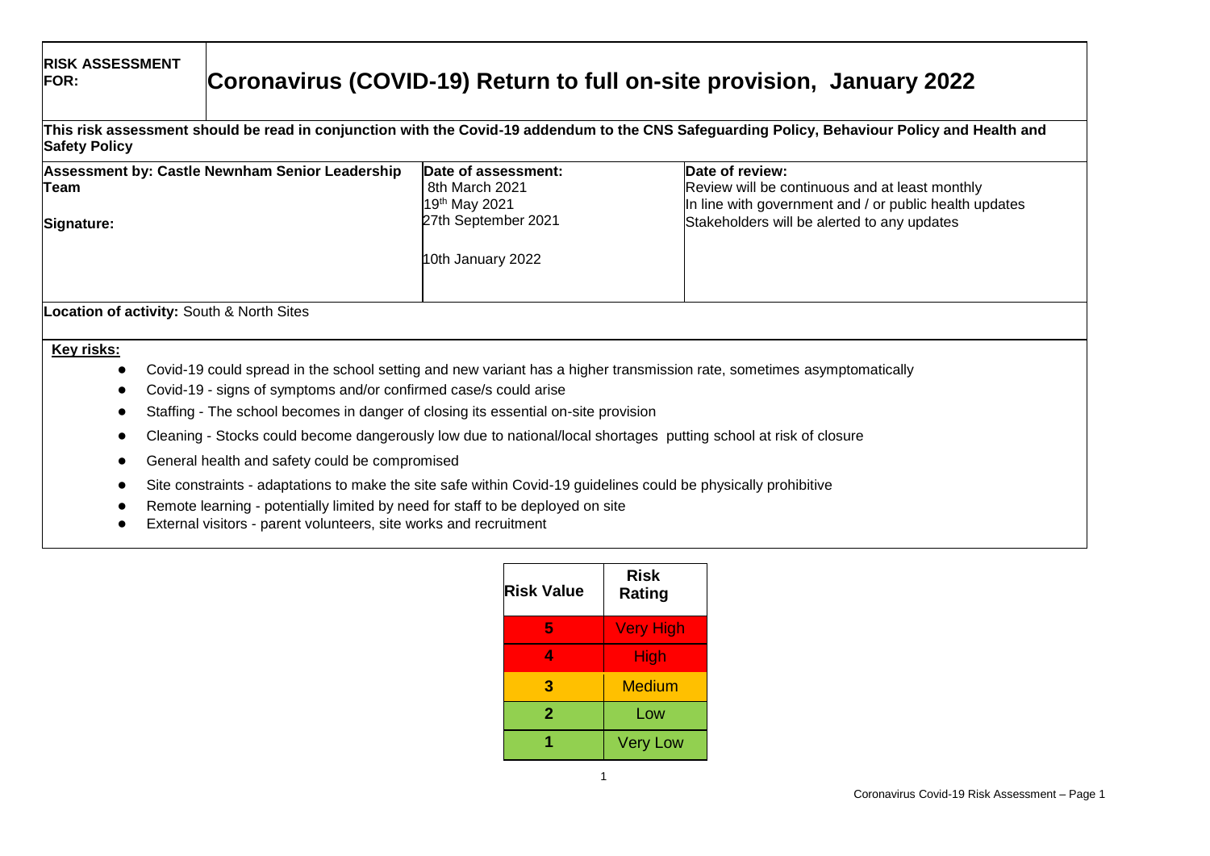| **RISK ASSESSMENT FOR:** | **Coronavirus (COVID-19) Return to full on-site provision, January 2022** | |
|---|---|---|

**This risk assessment should be read in conjunction with the Covid-19 addendum to the CNS Safeguarding Policy, Behaviour Policy and Health and Safety Policy**

| **Assessment by: Castle Newnham Senior Leadership Team**<br><br>**Signature:** | **Date of assessment:**<br>8th March 2021<br>19th May 2021<br>27th September 2021<br><br>10th January 2022 | **Date of review:**<br>Review will be continuous and at least monthly<br>In line with government and / or public health updates<br>Stakeholders will be alerted to any updates |
|---|---|---|

**Location of activity:** South & North Sites

**Key risks:**

- Covid-19 could spread in the school setting and new variant has a higher transmission rate, sometimes asymptomatically
- Covid-19 - signs of symptoms and/or confirmed case/s could arise
- Staffing - The school becomes in danger of closing its essential on-site provision
- Cleaning - Stocks could become dangerously low due to national/local shortages putting school at risk of closure
- General health and safety could be compromised
- Site constraints - adaptations to make the site safe within Covid-19 guidelines could be physically prohibitive
- Remote learning - potentially limited by need for staff to be deployed on site
- External visitors - parent volunteers, site works and recruitment

| Risk Value | Risk Rating |
|---|---|
| 5 | Very High |
| 4 | High |
| 3 | Medium |
| 2 | Low |
| 1 | Very Low |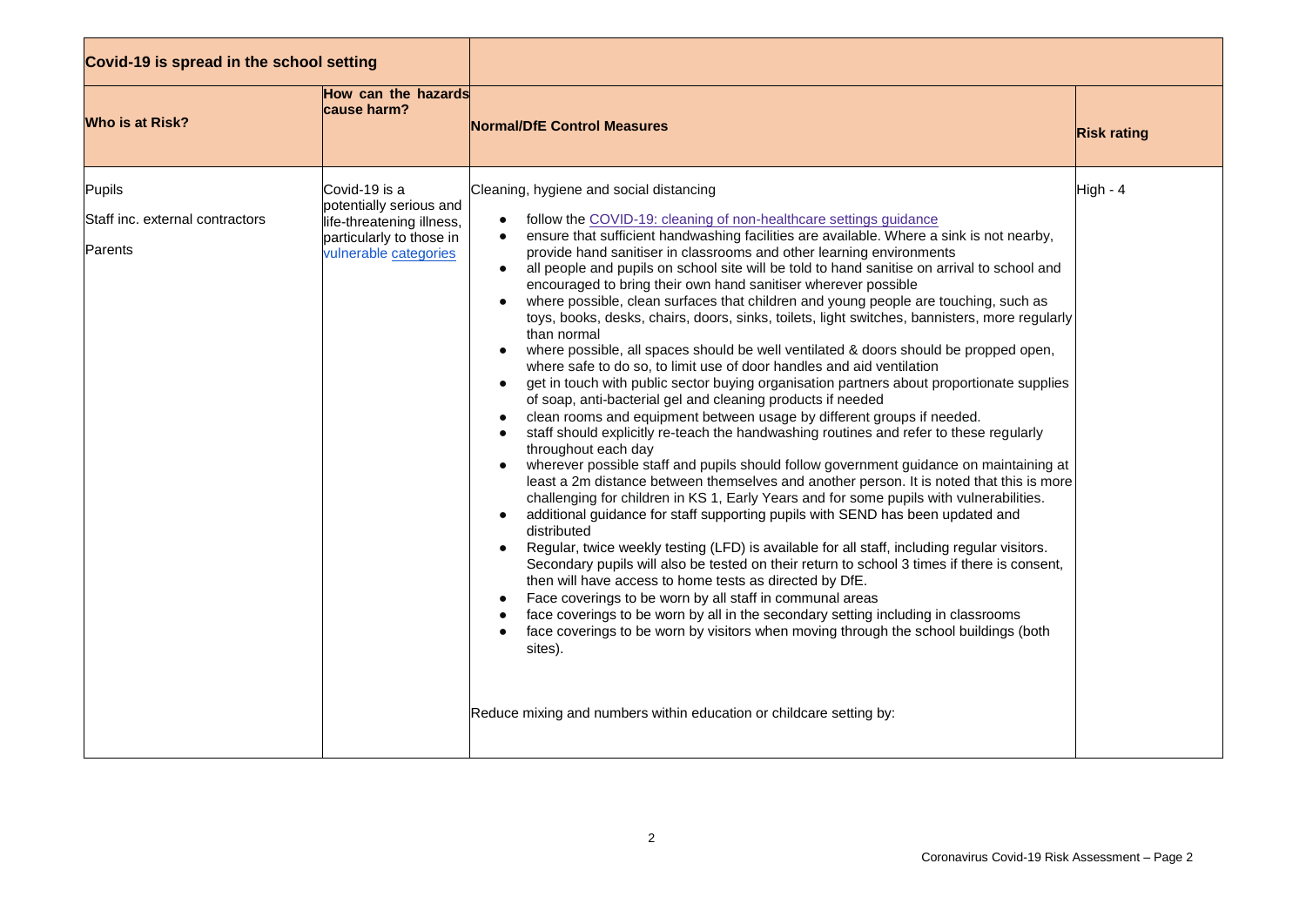| Covid-19 is spread in the school setting | | | |
|---|---|---|---|
| **Who is at Risk?** | **How can the hazards cause harm?** | **Normal/DfE Control Measures** | **Risk rating** |
| Pupils<br><br>Staff inc. external contractors<br><br>Parents | Covid-19 is a potentially serious and life-threatening illness, particularly to those in vulnerable categories | Cleaning, hygiene and social distancing<br><br>• follow the COVID-19: cleaning of non-healthcare settings guidance<br>• ensure that sufficient handwashing facilities are available. Where a sink is not nearby, provide hand sanitiser in classrooms and other learning environments<br>• all people and pupils on school site will be told to hand sanitise on arrival to school and encouraged to bring their own hand sanitiser wherever possible<br>• where possible, clean surfaces that children and young people are touching, such as toys, books, desks, chairs, doors, sinks, toilets, light switches, bannisters, more regularly than normal<br>• where possible, all spaces should be well ventilated & doors should be propped open, where safe to do so, to limit use of door handles and aid ventilation<br>• get in touch with public sector buying organisation partners about proportionate supplies of soap, anti-bacterial gel and cleaning products if needed<br>• clean rooms and equipment between usage by different groups if needed.<br>• staff should explicitly re-teach the handwashing routines and refer to these regularly throughout each day<br>• wherever possible staff and pupils should follow government guidance on maintaining at least a 2m distance between themselves and another person. It is noted that this is more challenging for children in KS 1, Early Years and for some pupils with vulnerabilities.<br>• additional guidance for staff supporting pupils with SEND has been updated and distributed<br>• Regular, twice weekly testing (LFD) is available for all staff, including regular visitors. Secondary pupils will also be tested on their return to school 3 times if there is consent, then will have access to home tests as directed by DfE.<br>• Face coverings to be worn by all staff in communal areas<br>• face coverings to be worn by all in the secondary setting including in classrooms<br>• face coverings to be worn by visitors when moving through the school buildings (both sites).<br><br>Reduce mixing and numbers within education or childcare setting by: | High - 4 |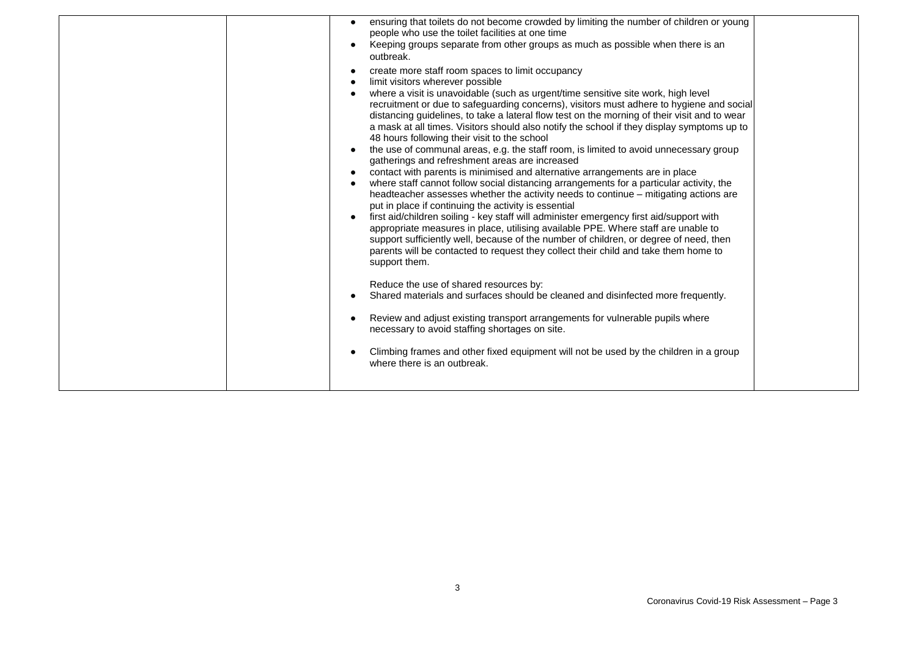| | | | |
|---|---|---|---|
| | | <ul><li>ensuring that toilets do not become crowded by limiting the number of children or young people who use the toilet facilities at one time</li><li>Keeping groups separate from other groups as much as possible when there is an outbreak.</li><li>create more staff room spaces to limit occupancy</li><li>limit visitors wherever possible</li><li>where a visit is unavoidable (such as urgent/time sensitive site work, high level recruitment or due to safeguarding concerns), visitors must adhere to hygiene and social distancing guidelines, to take a lateral flow test on the morning of their visit and to wear a mask at all times. Visitors should also notify the school if they display symptoms up to 48 hours following their visit to the school</li><li>the use of communal areas, e.g. the staff room, is limited to avoid unnecessary group gatherings and refreshment areas are increased</li><li>contact with parents is minimised and alternative arrangements are in place</li><li>where staff cannot follow social distancing arrangements for a particular activity, the headteacher assesses whether the activity needs to continue – mitigating actions are put in place if continuing the activity is essential</li><li>first aid/children soiling - key staff will administer emergency first aid/support with appropriate measures in place, utilising available PPE. Where staff are unable to support sufficiently well, because of the number of children, or degree of need, then parents will be contacted to request they collect their child and take them home to support them.</li></ul>Reduce the use of shared resources by:<ul><li>Shared materials and surfaces should be cleaned and disinfected more frequently.</li><li>Review and adjust existing transport arrangements for vulnerable pupils where necessary to avoid staffing shortages on site.</li><li>Climbing frames and other fixed equipment will not be used by the children in a group where there is an outbreak.</li></ul> | |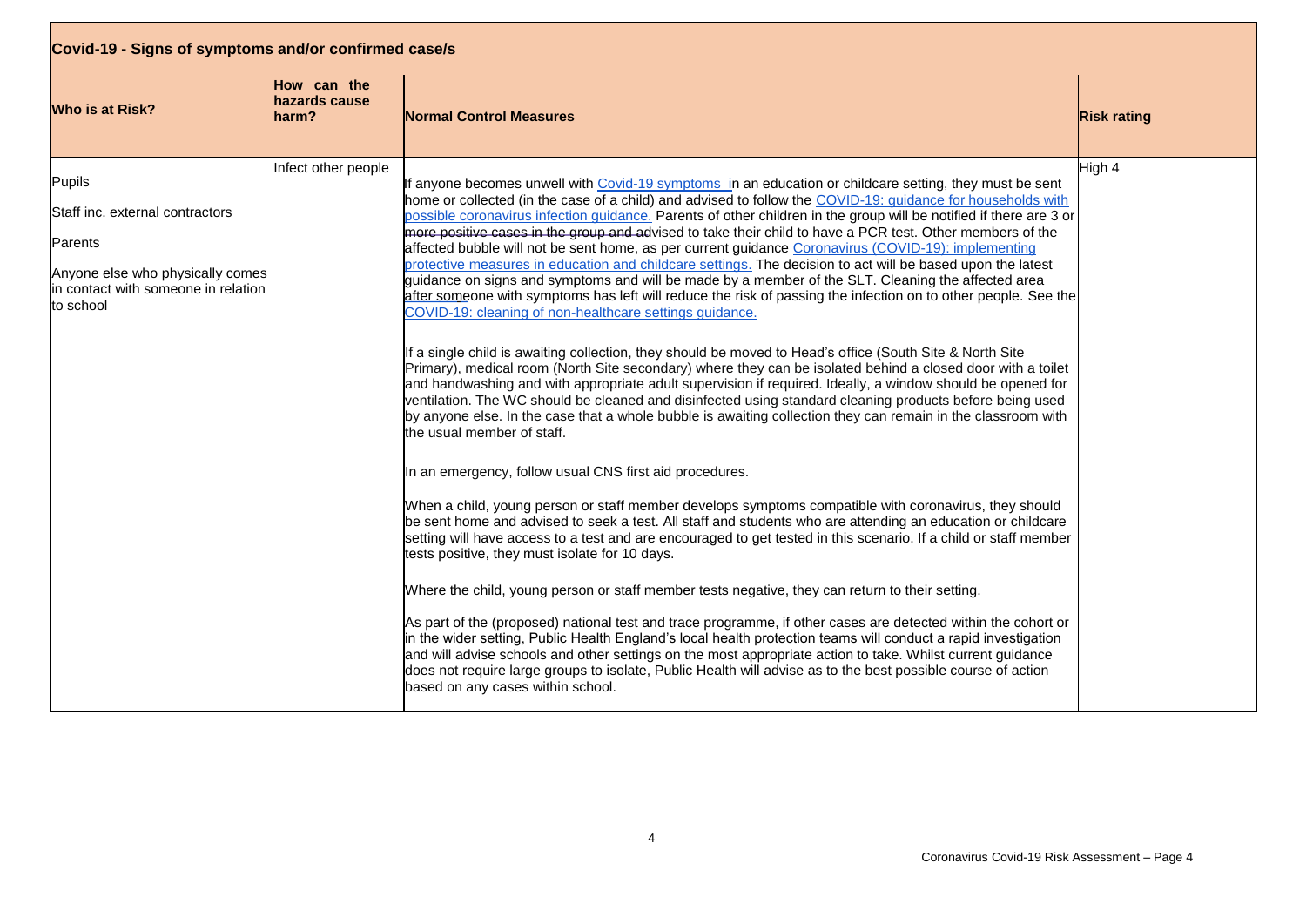| Covid-19 - Signs of symptoms and/or confirmed case/s | | | |
|---|---|---|---|
| **Who is at Risk?** | **How can the hazards cause harm?** | **Normal Control Measures** | **Risk rating** |
| Pupils<br><br>Staff inc. external contractors<br><br>Parents<br><br>Anyone else who physically comes in contact with someone in relation to school | Infect other people | If anyone becomes unwell with Covid-19 symptoms in an education or childcare setting, they must be sent home or collected (in the case of a child) and advised to follow the COVID-19: guidance for households with possible coronavirus infection guidance. Parents of other children in the group will be notified if there are 3 or more positive cases in the group and advised to take their child to have a PCR test. Other members of the affected bubble will not be sent home, as per current guidance Coronavirus (COVID-19): implementing protective measures in education and childcare settings. The decision to act will be based upon the latest guidance on signs and symptoms and will be made by a member of the SLT. Cleaning the affected area after someone with symptoms has left will reduce the risk of passing the infection on to other people. See the COVID-19: cleaning of non-healthcare settings guidance.<br><br>If a single child is awaiting collection, they should be moved to Head's office (South Site & North Site Primary), medical room (North Site secondary) where they can be isolated behind a closed door with a toilet and handwashing and with appropriate adult supervision if required. Ideally, a window should be opened for ventilation. The WC should be cleaned and disinfected using standard cleaning products before being used by anyone else. In the case that a whole bubble is awaiting collection they can remain in the classroom with the usual member of staff.<br><br>In an emergency, follow usual CNS first aid procedures.<br><br>When a child, young person or staff member develops symptoms compatible with coronavirus, they should be sent home and advised to seek a test. All staff and students who are attending an education or childcare setting will have access to a test and are encouraged to get tested in this scenario. If a child or staff member tests positive, they must isolate for 10 days.<br><br>Where the child, young person or staff member tests negative, they can return to their setting.<br><br>As part of the (proposed) national test and trace programme, if other cases are detected within the cohort or in the wider setting, Public Health England's local health protection teams will conduct a rapid investigation and will advise schools and other settings on the most appropriate action to take. Whilst current guidance does not require large groups to isolate, Public Health will advise as to the best possible course of action based on any cases within school. | High 4 |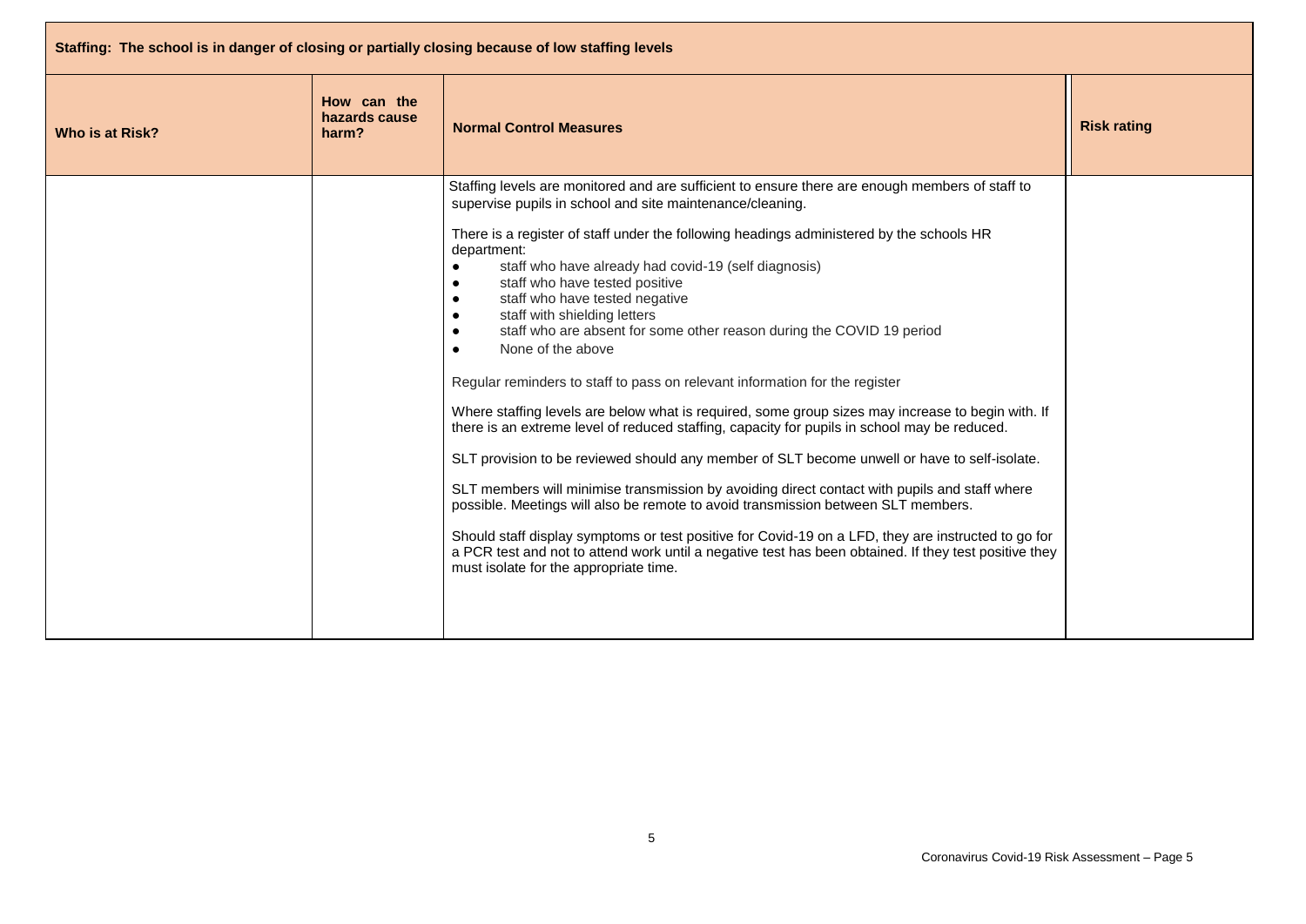| Staffing: The school is in danger of closing or partially closing because of low staffing levels | | | |
|---|---|---|---|
| **Who is at Risk?** | **How can the hazards cause harm?** | **Normal Control Measures** | **Risk rating** |
| | | Staffing levels are monitored and are sufficient to ensure there are enough members of staff to supervise pupils in school and site maintenance/cleaning.<br><br>There is a register of staff under the following headings administered by the schools HR department:<br>● staff who have already had covid-19 (self diagnosis)<br>● staff who have tested positive<br>● staff who have tested negative<br>● staff with shielding letters<br>● staff who are absent for some other reason during the COVID 19 period<br>● None of the above<br><br>Regular reminders to staff to pass on relevant information for the register<br><br>Where staffing levels are below what is required, some group sizes may increase to begin with. If there is an extreme level of reduced staffing, capacity for pupils in school may be reduced.<br><br>SLT provision to be reviewed should any member of SLT become unwell or have to self-isolate.<br><br>SLT members will minimise transmission by avoiding direct contact with pupils and staff where possible. Meetings will also be remote to avoid transmission between SLT members.<br><br>Should staff display symptoms or test positive for Covid-19 on a LFD, they are instructed to go for a PCR test and not to attend work until a negative test has been obtained. If they test positive they must isolate for the appropriate time. | |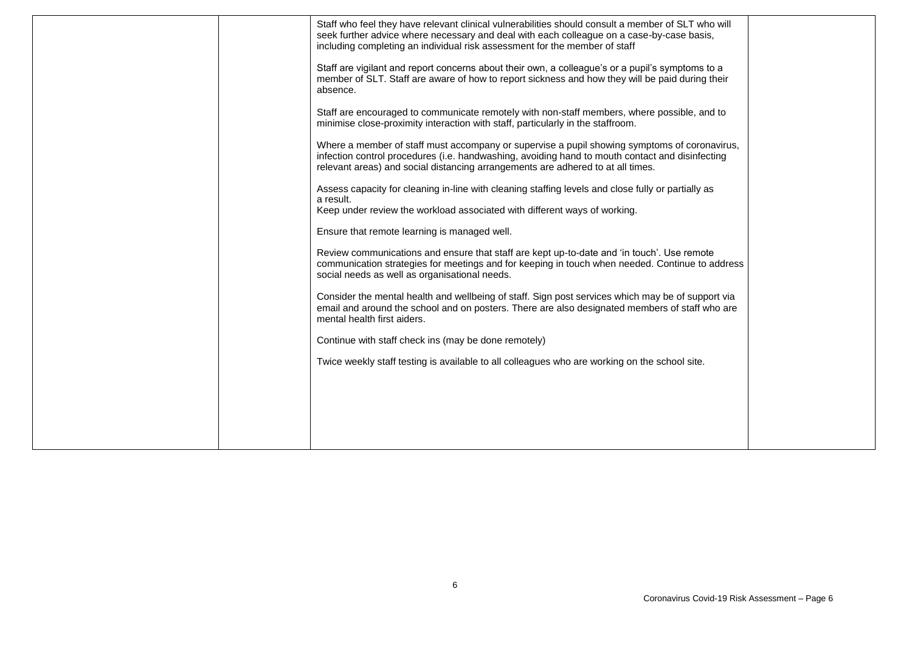| | | | |
|---|---|---|---|
| | | Staff who feel they have relevant clinical vulnerabilities should consult a member of SLT who will seek further advice where necessary and deal with each colleague on a case-by-case basis, including completing an individual risk assessment for the member of staff<br><br>Staff are vigilant and report concerns about their own, a colleague's or a pupil's symptoms to a member of SLT. Staff are aware of how to report sickness and how they will be paid during their absence.<br><br>Staff are encouraged to communicate remotely with non-staff members, where possible, and to minimise close-proximity interaction with staff, particularly in the staffroom.<br><br>Where a member of staff must accompany or supervise a pupil showing symptoms of coronavirus, infection control procedures (i.e. handwashing, avoiding hand to mouth contact and disinfecting relevant areas) and social distancing arrangements are adhered to at all times.<br><br>Assess capacity for cleaning in-line with cleaning staffing levels and close fully or partially as a result.<br>Keep under review the workload associated with different ways of working.<br><br>Ensure that remote learning is managed well.<br><br>Review communications and ensure that staff are kept up-to-date and 'in touch'. Use remote communication strategies for meetings and for keeping in touch when needed. Continue to address social needs as well as organisational needs.<br><br>Consider the mental health and wellbeing of staff. Sign post services which may be of support via email and around the school and on posters. There are also designated members of staff who are mental health first aiders.<br><br>Continue with staff check ins (may be done remotely)<br><br>Twice weekly staff testing is available to all colleagues who are working on the school site. | |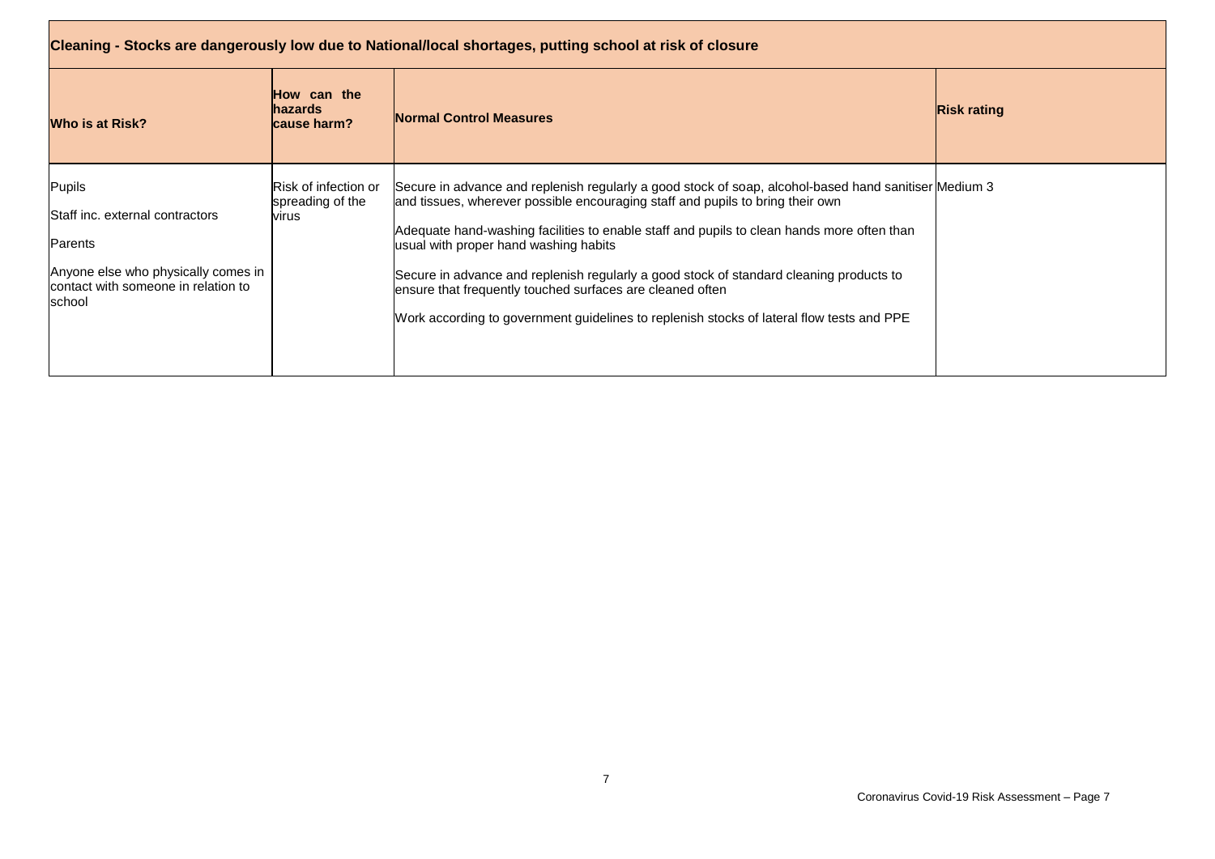| Cleaning - Stocks are dangerously low due to National/local shortages, putting school at risk of closure | | | |
|---|---|---|---|
| **Who is at Risk?** | **How can the hazards cause harm?** | **Normal Control Measures** | **Risk rating** |
| Pupils<br><br>Staff inc. external contractors<br><br>Parents<br><br>Anyone else who physically comes in contact with someone in relation to school | Risk of infection or spreading of the virus | Secure in advance and replenish regularly a good stock of soap, alcohol-based hand sanitiser and tissues, wherever possible encouraging staff and pupils to bring their own<br><br>Adequate hand-washing facilities to enable staff and pupils to clean hands more often than usual with proper hand washing habits<br><br>Secure in advance and replenish regularly a good stock of standard cleaning products to ensure that frequently touched surfaces are cleaned often<br><br>Work according to government guidelines to replenish stocks of lateral flow tests and PPE | Medium 3 |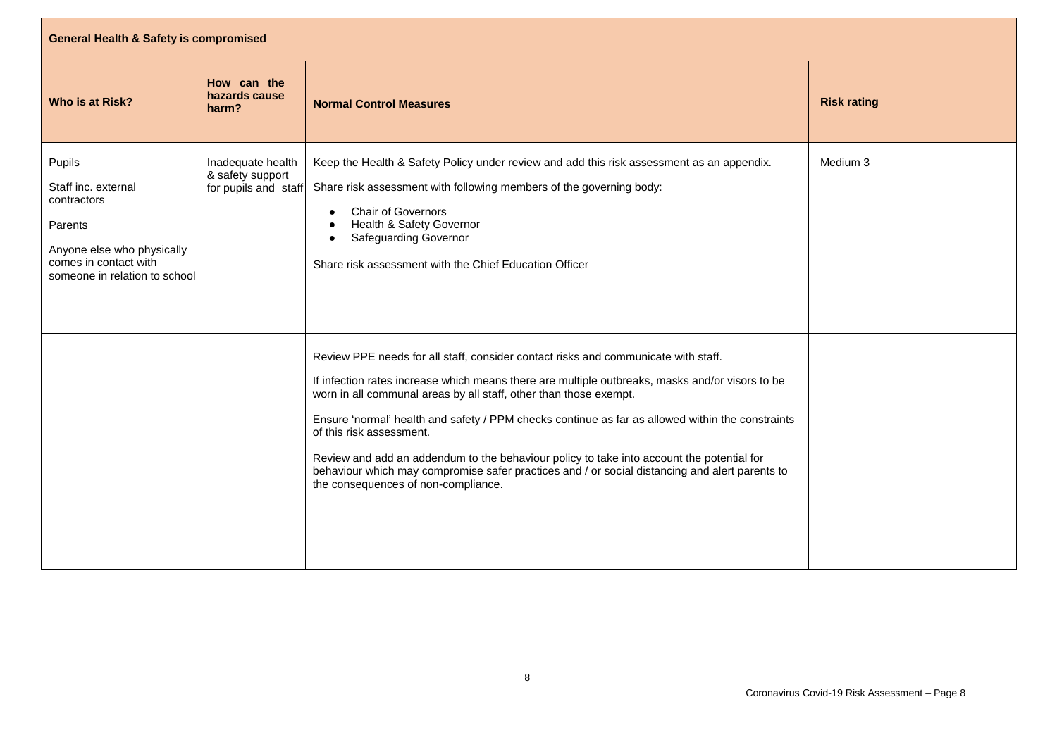**General Health & Safety is compromised**

| Who is at Risk? | How can the hazards cause harm? | Normal Control Measures | Risk rating |
|---|---|---|---|
| Pupils<br><br>Staff inc. external contractors<br><br>Parents<br><br>Anyone else who physically comes in contact with someone in relation to school | Inadequate health & safety support for pupils and staff | Keep the Health & Safety Policy under review and add this risk assessment as an appendix.<br><br>Share risk assessment with following members of the governing body:<br><br>• Chair of Governors<br>• Health & Safety Governor<br>• Safeguarding Governor<br><br>Share risk assessment with the Chief Education Officer | Medium 3 |
| | | Review PPE needs for all staff, consider contact risks and communicate with staff.<br><br>If infection rates increase which means there are multiple outbreaks, masks and/or visors to be worn in all communal areas by all staff, other than those exempt.<br><br>Ensure 'normal' health and safety / PPM checks continue as far as allowed within the constraints of this risk assessment.<br><br>Review and add an addendum to the behaviour policy to take into account the potential for behaviour which may compromise safer practices and / or social distancing and alert parents to the consequences of non-compliance. | |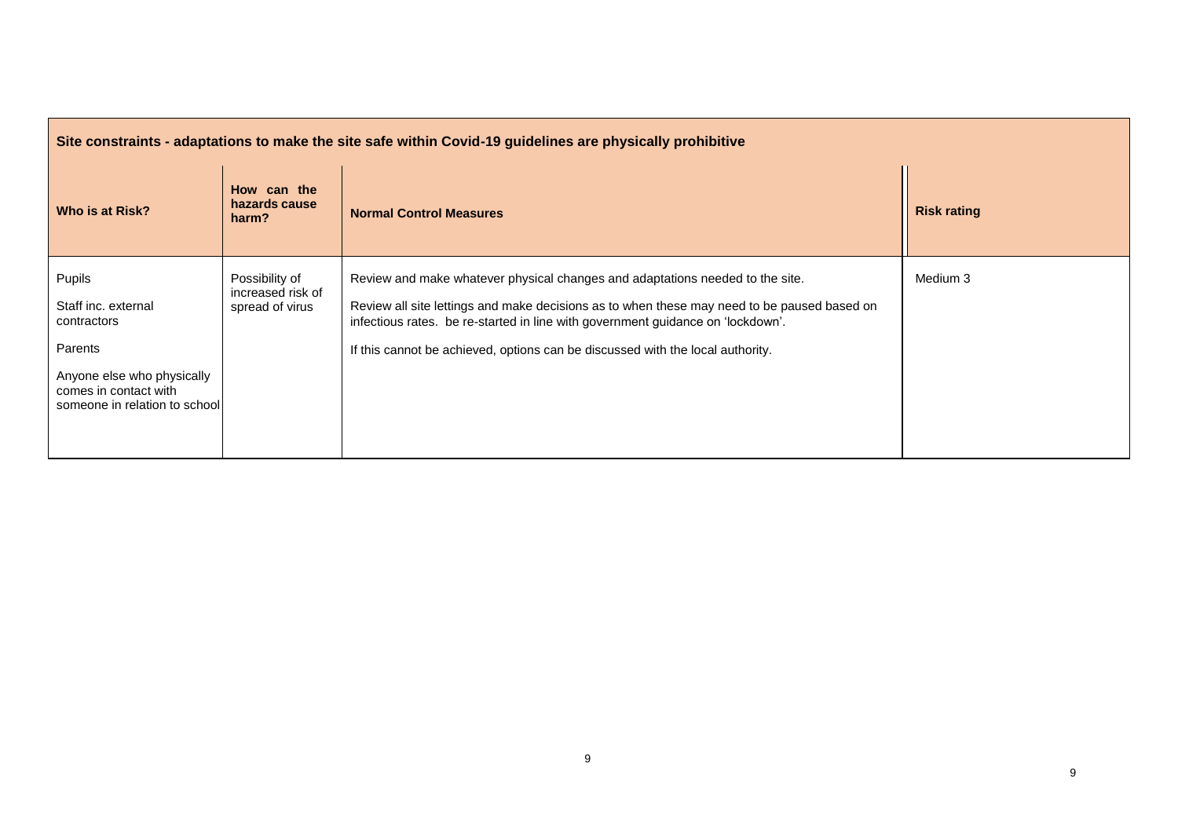**Site constraints - adaptations to make the site safe within Covid-19 guidelines are physically prohibitive**

| Who is at Risk? | How can the hazards cause harm? | Normal Control Measures | Risk rating |
|---|---|---|---|
| Pupils<br><br>Staff inc. external contractors<br><br>Parents<br><br>Anyone else who physically comes in contact with someone in relation to school | Possibility of increased risk of spread of virus | Review and make whatever physical changes and adaptations needed to the site.<br><br>Review all site lettings and make decisions as to when these may need to be paused based on infectious rates. be re-started in line with government guidance on 'lockdown'.<br><br>If this cannot be achieved, options can be discussed with the local authority. | Medium 3 |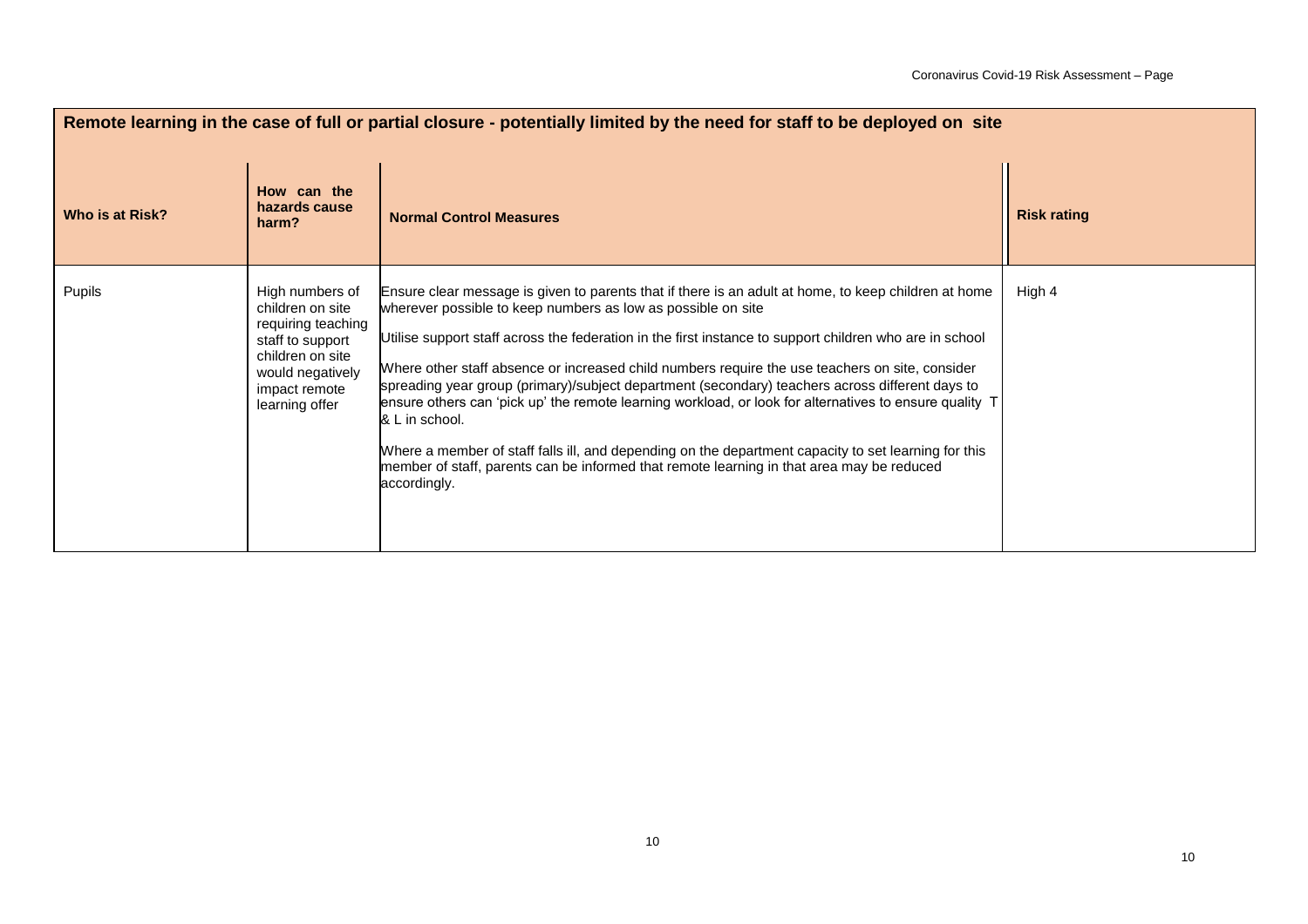| Remote learning in the case of full or partial closure - potentially limited by the need for staff to be deployed on site | | | |
|---|---|---|---|
| **Who is at Risk?** | **How can the hazards cause harm?** | **Normal Control Measures** | **Risk rating** |
| Pupils | High numbers of children on site requiring teaching staff to support children on site would negatively impact remote learning offer | Ensure clear message is given to parents that if there is an adult at home, to keep children at home wherever possible to keep numbers as low as possible on site<br><br>Utilise support staff across the federation in the first instance to support children who are in school<br><br>Where other staff absence or increased child numbers require the use teachers on site, consider spreading year group (primary)/subject department (secondary) teachers across different days to ensure others can 'pick up' the remote learning workload, or look for alternatives to ensure quality T & L in school.<br><br>Where a member of staff falls ill, and depending on the department capacity to set learning for this member of staff, parents can be informed that remote learning in that area may be reduced accordingly. | High 4 |